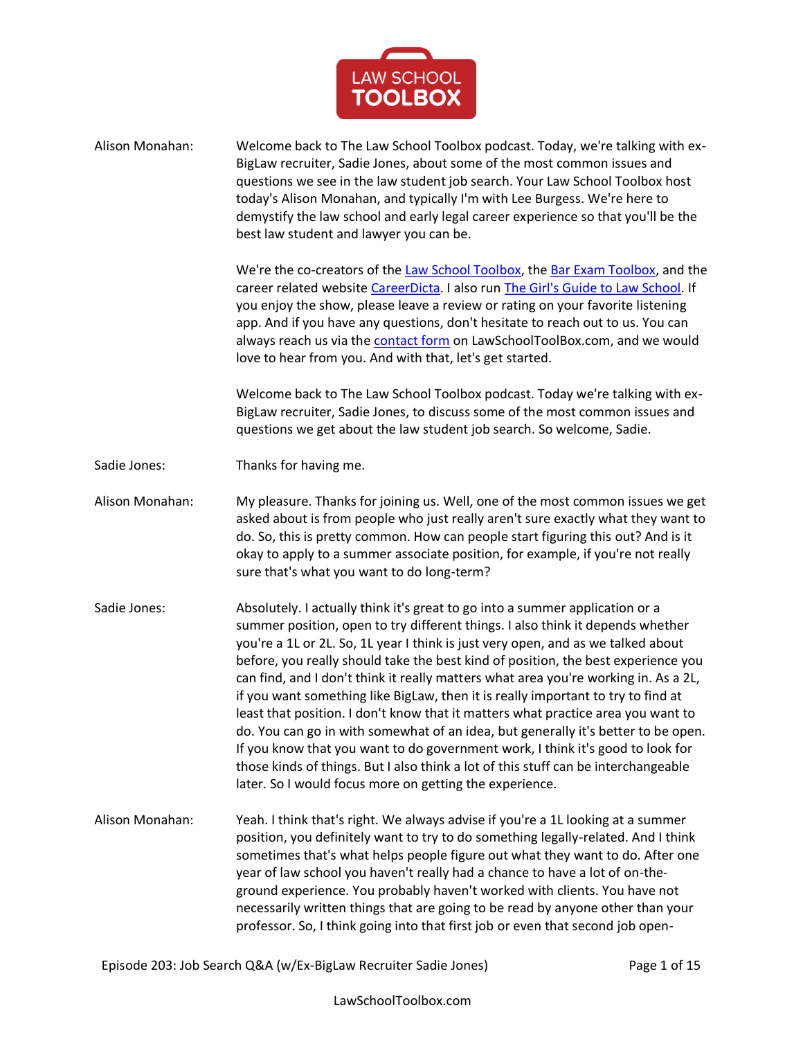**Alison Monahan:** Welcome back to The Law School Toolbox podcast. Today, we're talking with ex-BigLaw recruiter, Sadie Jones, about some of the most common issues and questions we see in the law student job search. Your Law School Toolbox host today's Alison Monahan, and typically I'm with Lee Burgess. We're here to demystify the law school and early legal career experience so that you'll be the best law student and lawyer you can be.

We're the co-creators of the Law School Toolbox, the Bar Exam Toolbox, and the career related website CareerDicta. I also run The Girl's Guide to Law School. If you enjoy the show, please leave a review or rating on your favorite listening app. And if you have any questions, don't hesitate to reach out to us. You can always reach us via the contact form on LawSchoolToolBox.com, and we would love to hear from you. And with that, let's get started.

Welcome back to The Law School Toolbox podcast. Today we're talking with ex-BigLaw recruiter, Sadie Jones, to discuss some of the most common issues and questions we get about the law student job search. So welcome, Sadie.

**Sadie Jones:** Thanks for having me.

**Alison Monahan:** My pleasure. Thanks for joining us. Well, one of the most common issues we get asked about is from people who just really aren't sure exactly what they want to do. So, this is pretty common. How can people start figuring this out? And is it okay to apply to a summer associate position, for example, if you're not really sure that's what you want to do long-term?

**Sadie Jones:** Absolutely. I actually think it's great to go into a summer application or a summer position, open to try different things. I also think it depends whether you're a 1L or 2L. So, 1L year I think is just very open, and as we talked about before, you really should take the best kind of position, the best experience you can find, and I don't think it really matters what area you're working in. As a 2L, if you want something like BigLaw, then it is really important to try to find at least that position. I don't know that it matters what practice area you want to do. You can go in with somewhat of an idea, but generally it's better to be open. If you know that you want to do government work, I think it's good to look for those kinds of things. But I also think a lot of this stuff can be interchangeable later. So I would focus more on getting the experience.

**Alison Monahan:** Yeah. I think that's right. We always advise if you're a 1L looking at a summer position, you definitely want to try to do something legally-related. And I think sometimes that's what helps people figure out what they want to do. After one year of law school you haven't really had a chance to have a lot of on-the-ground experience. You probably haven't worked with clients. You have not necessarily written things that are going to be read by anyone other than your professor. So, I think going into that first job or even that second job open-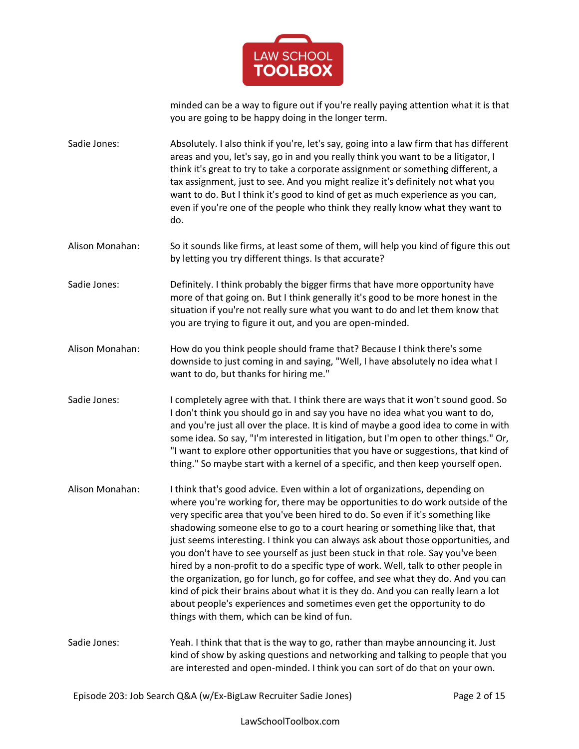minded can be a way to figure out if you're really paying attention what it is that you are going to be happy doing in the longer term.

**Sadie Jones:** Absolutely. I also think if you're, let's say, going into a law firm that has different areas and you, let's say, go in and you really think you want to be a litigator, I think it's great to try to take a corporate assignment or something different, a tax assignment, just to see. And you might realize it's definitely not what you want to do. But I think it's good to kind of get as much experience as you can, even if you're one of the people who think they really know what they want to do.

**Alison Monahan:** So it sounds like firms, at least some of them, will help you kind of figure this out by letting you try different things. Is that accurate?

**Sadie Jones:** Definitely. I think probably the bigger firms that have more opportunity have more of that going on. But I think generally it's good to be more honest in the situation if you're not really sure what you want to do and let them know that you are trying to figure it out, and you are open-minded.

**Alison Monahan:** How do you think people should frame that? Because I think there's some downside to just coming in and saying, "Well, I have absolutely no idea what I want to do, but thanks for hiring me."

**Sadie Jones:** I completely agree with that. I think there are ways that it won't sound good. So I don't think you should go in and say you have no idea what you want to do, and you're just all over the place. It is kind of maybe a good idea to come in with some idea. So say, "I'm interested in litigation, but I'm open to other things." Or, "I want to explore other opportunities that you have or suggestions, that kind of thing." So maybe start with a kernel of a specific, and then keep yourself open.

**Alison Monahan:** I think that's good advice. Even within a lot of organizations, depending on where you're working for, there may be opportunities to do work outside of the very specific area that you've been hired to do. So even if it's something like shadowing someone else to go to a court hearing or something like that, that just seems interesting. I think you can always ask about those opportunities, and you don't have to see yourself as just been stuck in that role. Say you've been hired by a non-profit to do a specific type of work. Well, talk to other people in the organization, go for lunch, go for coffee, and see what they do. And you can kind of pick their brains about what it is they do. And you can really learn a lot about people's experiences and sometimes even get the opportunity to do things with them, which can be kind of fun.

**Sadie Jones:** Yeah. I think that that is the way to go, rather than maybe announcing it. Just kind of show by asking questions and networking and talking to people that you are interested and open-minded. I think you can sort of do that on your own.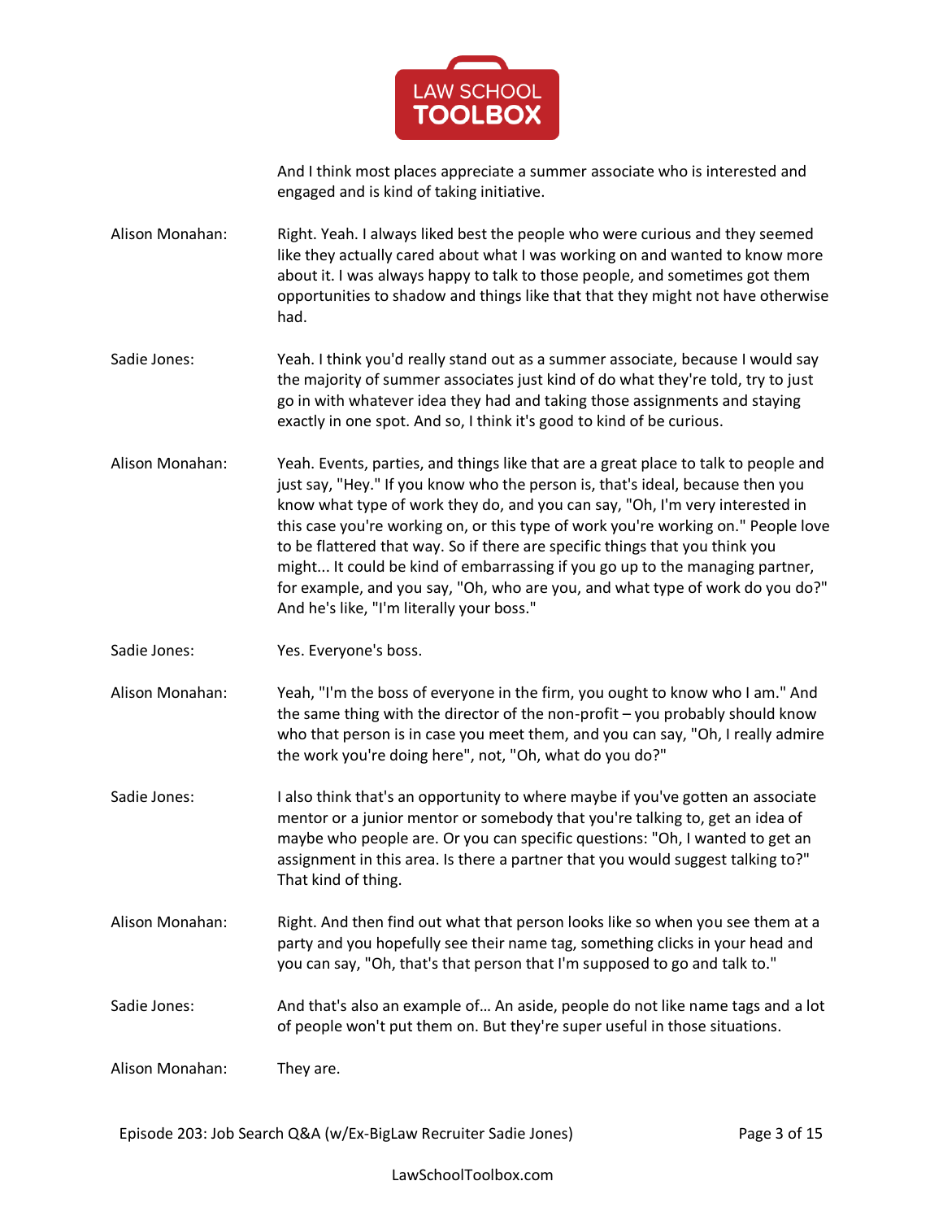And I think most places appreciate a summer associate who is interested and engaged and is kind of taking initiative.

**Alison Monahan:** Right. Yeah. I always liked best the people who were curious and they seemed like they actually cared about what I was working on and wanted to know more about it. I was always happy to talk to those people, and sometimes got them opportunities to shadow and things like that that they might not have otherwise had.

**Sadie Jones:** Yeah. I think you'd really stand out as a summer associate, because I would say the majority of summer associates just kind of do what they're told, try to just go in with whatever idea they had and taking those assignments and staying exactly in one spot. And so, I think it's good to kind of be curious.

**Alison Monahan:** Yeah. Events, parties, and things like that are a great place to talk to people and just say, "Hey." If you know who the person is, that's ideal, because then you know what type of work they do, and you can say, "Oh, I'm very interested in this case you're working on, or this type of work you're working on." People love to be flattered that way. So if there are specific things that you think you might... It could be kind of embarrassing if you go up to the managing partner, for example, and you say, "Oh, who are you, and what type of work do you do?" And he's like, "I'm literally your boss."

**Sadie Jones:** Yes. Everyone's boss.

**Alison Monahan:** Yeah, "I'm the boss of everyone in the firm, you ought to know who I am." And the same thing with the director of the non-profit – you probably should know who that person is in case you meet them, and you can say, "Oh, I really admire the work you're doing here", not, "Oh, what do you do?"

**Sadie Jones:** I also think that's an opportunity to where maybe if you've gotten an associate mentor or a junior mentor or somebody that you're talking to, get an idea of maybe who people are. Or you can specific questions: "Oh, I wanted to get an assignment in this area. Is there a partner that you would suggest talking to?" That kind of thing.

**Alison Monahan:** Right. And then find out what that person looks like so when you see them at a party and you hopefully see their name tag, something clicks in your head and you can say, "Oh, that's that person that I'm supposed to go and talk to."

**Sadie Jones:** And that's also an example of… An aside, people do not like name tags and a lot of people won't put them on. But they're super useful in those situations.

**Alison Monahan:** They are.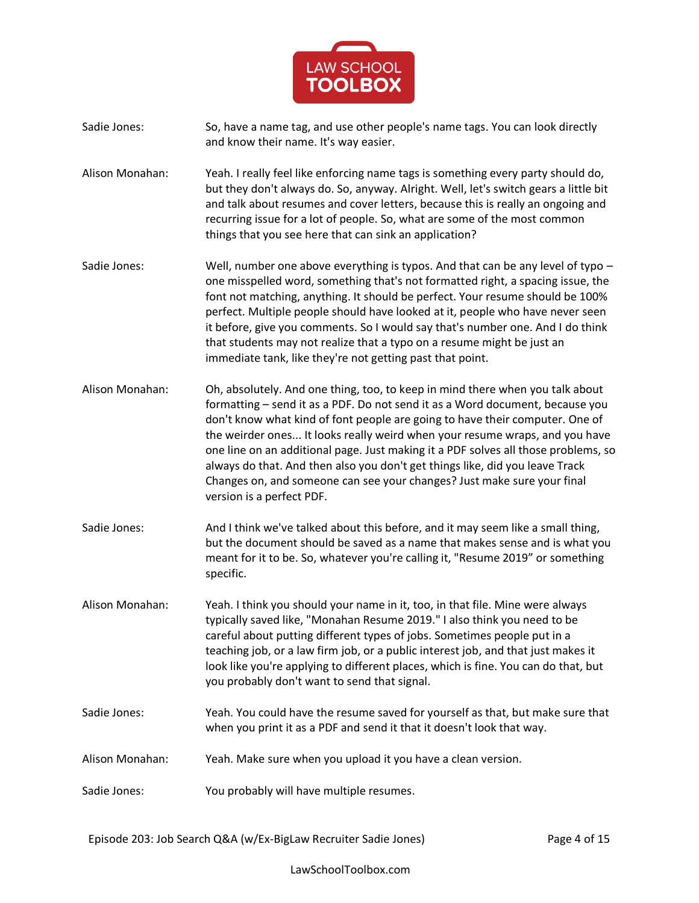Sadie Jones: So, have a name tag, and use other people's name tags. You can look directly and know their name. It's way easier.

Alison Monahan: Yeah. I really feel like enforcing name tags is something every party should do, but they don't always do. So, anyway. Alright. Well, let's switch gears a little bit and talk about resumes and cover letters, because this is really an ongoing and recurring issue for a lot of people. So, what are some of the most common things that you see here that can sink an application?

Sadie Jones: Well, number one above everything is typos. And that can be any level of typo – one misspelled word, something that's not formatted right, a spacing issue, the font not matching, anything. It should be perfect. Your resume should be 100% perfect. Multiple people should have looked at it, people who have never seen it before, give you comments. So I would say that's number one. And I do think that students may not realize that a typo on a resume might be just an immediate tank, like they're not getting past that point.

Alison Monahan: Oh, absolutely. And one thing, too, to keep in mind there when you talk about formatting – send it as a PDF. Do not send it as a Word document, because you don't know what kind of font people are going to have their computer. One of the weirder ones... It looks really weird when your resume wraps, and you have one line on an additional page. Just making it a PDF solves all those problems, so always do that. And then also you don't get things like, did you leave Track Changes on, and someone can see your changes? Just make sure your final version is a perfect PDF.

Sadie Jones: And I think we've talked about this before, and it may seem like a small thing, but the document should be saved as a name that makes sense and is what you meant for it to be. So, whatever you're calling it, "Resume 2019" or something specific.

Alison Monahan: Yeah. I think you should your name in it, too, in that file. Mine were always typically saved like, "Monahan Resume 2019." I also think you need to be careful about putting different types of jobs. Sometimes people put in a teaching job, or a law firm job, or a public interest job, and that just makes it look like you're applying to different places, which is fine. You can do that, but you probably don't want to send that signal.

Sadie Jones: Yeah. You could have the resume saved for yourself as that, but make sure that when you print it as a PDF and send it that it doesn't look that way.

Alison Monahan: Yeah. Make sure when you upload it you have a clean version.

Sadie Jones: You probably will have multiple resumes.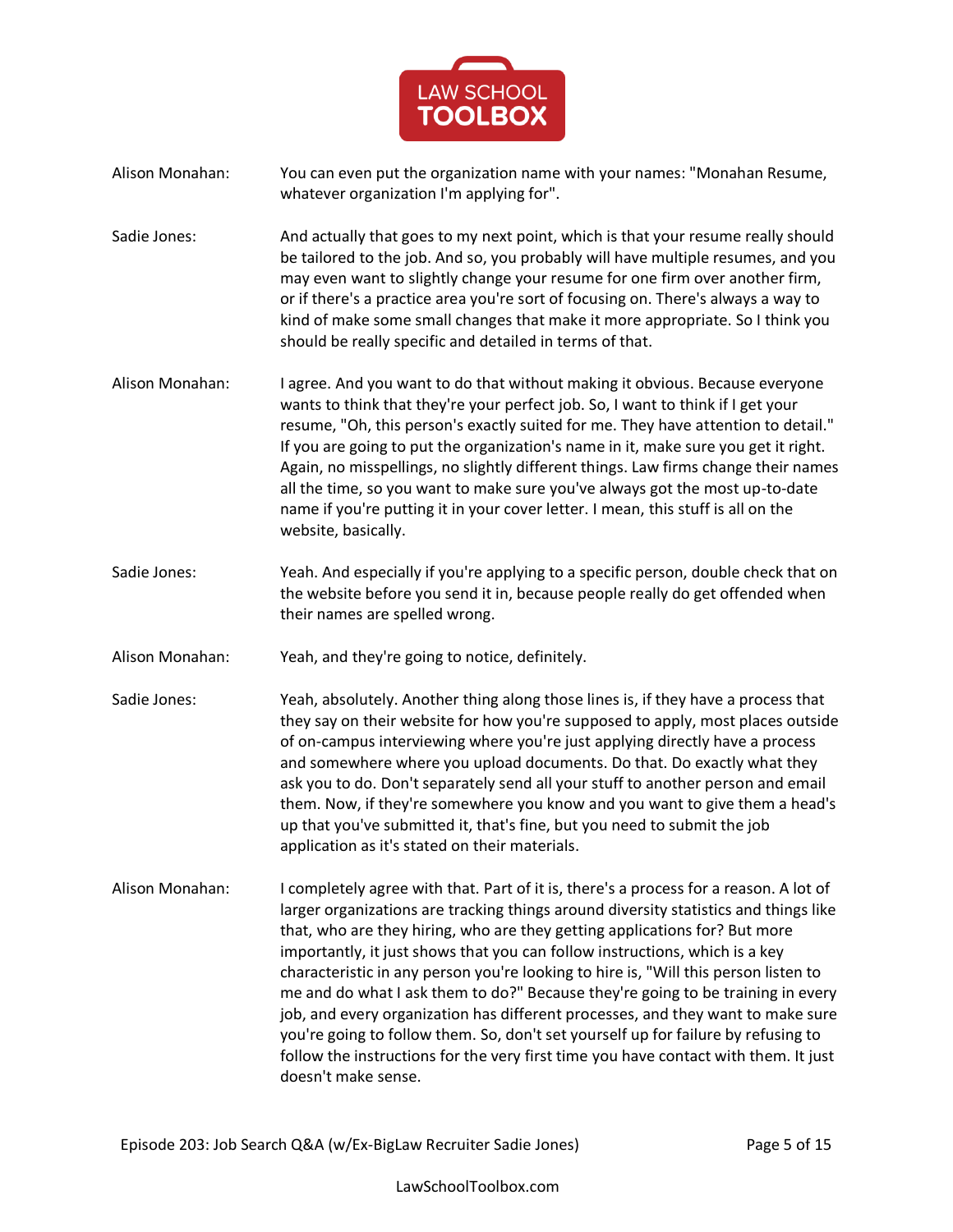**Alison Monahan:** You can even put the organization name with your names: "Monahan Resume, whatever organization I'm applying for".

**Sadie Jones:** And actually that goes to my next point, which is that your resume really should be tailored to the job. And so, you probably will have multiple resumes, and you may even want to slightly change your resume for one firm over another firm, or if there's a practice area you're sort of focusing on. There's always a way to kind of make some small changes that make it more appropriate. So I think you should be really specific and detailed in terms of that.

**Alison Monahan:** I agree. And you want to do that without making it obvious. Because everyone wants to think that they're your perfect job. So, I want to think if I get your resume, "Oh, this person's exactly suited for me. They have attention to detail." If you are going to put the organization's name in it, make sure you get it right. Again, no misspellings, no slightly different things. Law firms change their names all the time, so you want to make sure you've always got the most up-to-date name if you're putting it in your cover letter. I mean, this stuff is all on the website, basically.

**Sadie Jones:** Yeah. And especially if you're applying to a specific person, double check that on the website before you send it in, because people really do get offended when their names are spelled wrong.

**Alison Monahan:** Yeah, and they're going to notice, definitely.

**Sadie Jones:** Yeah, absolutely. Another thing along those lines is, if they have a process that they say on their website for how you're supposed to apply, most places outside of on-campus interviewing where you're just applying directly have a process and somewhere where you upload documents. Do that. Do exactly what they ask you to do. Don't separately send all your stuff to another person and email them. Now, if they're somewhere you know and you want to give them a head's up that you've submitted it, that's fine, but you need to submit the job application as it's stated on their materials.

**Alison Monahan:** I completely agree with that. Part of it is, there's a process for a reason. A lot of larger organizations are tracking things around diversity statistics and things like that, who are they hiring, who are they getting applications for? But more importantly, it just shows that you can follow instructions, which is a key characteristic in any person you're looking to hire is, "Will this person listen to me and do what I ask them to do?" Because they're going to be training in every job, and every organization has different processes, and they want to make sure you're going to follow them. So, don't set yourself up for failure by refusing to follow the instructions for the very first time you have contact with them. It just doesn't make sense.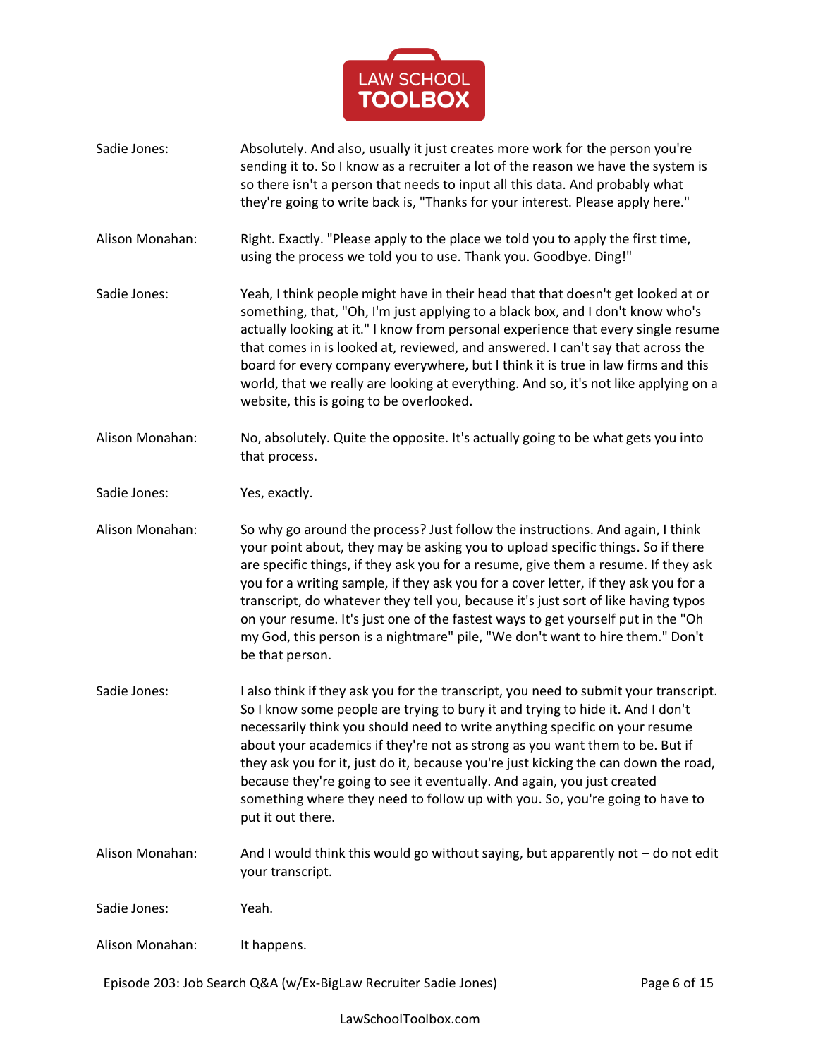**Sadie Jones:** Absolutely. And also, usually it just creates more work for the person you're sending it to. So I know as a recruiter a lot of the reason we have the system is so there isn't a person that needs to input all this data. And probably what they're going to write back is, "Thanks for your interest. Please apply here."

**Alison Monahan:** Right. Exactly. "Please apply to the place we told you to apply the first time, using the process we told you to use. Thank you. Goodbye. Ding!"

**Sadie Jones:** Yeah, I think people might have in their head that that doesn't get looked at or something, that, "Oh, I'm just applying to a black box, and I don't know who's actually looking at it." I know from personal experience that every single resume that comes in is looked at, reviewed, and answered. I can't say that across the board for every company everywhere, but I think it is true in law firms and this world, that we really are looking at everything. And so, it's not like applying on a website, this is going to be overlooked.

**Alison Monahan:** No, absolutely. Quite the opposite. It's actually going to be what gets you into that process.

**Sadie Jones:** Yes, exactly.

**Alison Monahan:** So why go around the process? Just follow the instructions. And again, I think your point about, they may be asking you to upload specific things. So if there are specific things, if they ask you for a resume, give them a resume. If they ask you for a writing sample, if they ask you for a cover letter, if they ask you for a transcript, do whatever they tell you, because it's just sort of like having typos on your resume. It's just one of the fastest ways to get yourself put in the "Oh my God, this person is a nightmare" pile, "We don't want to hire them." Don't be that person.

**Sadie Jones:** I also think if they ask you for the transcript, you need to submit your transcript. So I know some people are trying to bury it and trying to hide it. And I don't necessarily think you should need to write anything specific on your resume about your academics if they're not as strong as you want them to be. But if they ask you for it, just do it, because you're just kicking the can down the road, because they're going to see it eventually. And again, you just created something where they need to follow up with you. So, you're going to have to put it out there.

**Alison Monahan:** And I would think this would go without saying, but apparently not – do not edit your transcript.

**Sadie Jones:** Yeah.

**Alison Monahan:** It happens.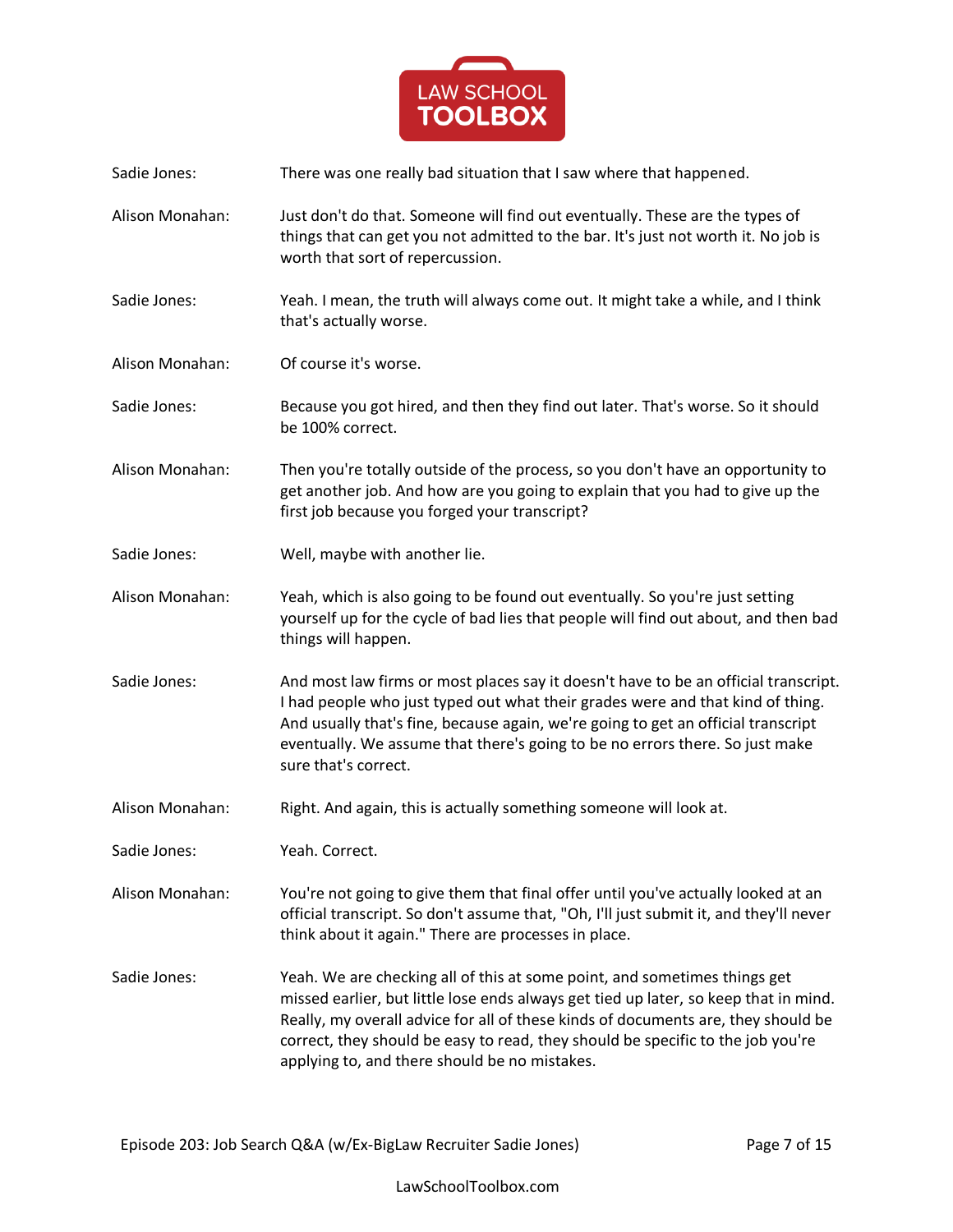Sadie Jones: There was one really bad situation that I saw where that happened.

Alison Monahan: Just don't do that. Someone will find out eventually. These are the types of things that can get you not admitted to the bar. It's just not worth it. No job is worth that sort of repercussion.

Sadie Jones: Yeah. I mean, the truth will always come out. It might take a while, and I think that's actually worse.

Alison Monahan: Of course it's worse.

Sadie Jones: Because you got hired, and then they find out later. That's worse. So it should be 100% correct.

Alison Monahan: Then you're totally outside of the process, so you don't have an opportunity to get another job. And how are you going to explain that you had to give up the first job because you forged your transcript?

Sadie Jones: Well, maybe with another lie.

Alison Monahan: Yeah, which is also going to be found out eventually. So you're just setting yourself up for the cycle of bad lies that people will find out about, and then bad things will happen.

Sadie Jones: And most law firms or most places say it doesn't have to be an official transcript. I had people who just typed out what their grades were and that kind of thing. And usually that's fine, because again, we're going to get an official transcript eventually. We assume that there's going to be no errors there. So just make sure that's correct.

Alison Monahan: Right. And again, this is actually something someone will look at.

Sadie Jones: Yeah. Correct.

Alison Monahan: You're not going to give them that final offer until you've actually looked at an official transcript. So don't assume that, "Oh, I'll just submit it, and they'll never think about it again." There are processes in place.

Sadie Jones: Yeah. We are checking all of this at some point, and sometimes things get missed earlier, but little lose ends always get tied up later, so keep that in mind. Really, my overall advice for all of these kinds of documents are, they should be correct, they should be easy to read, they should be specific to the job you're applying to, and there should be no mistakes.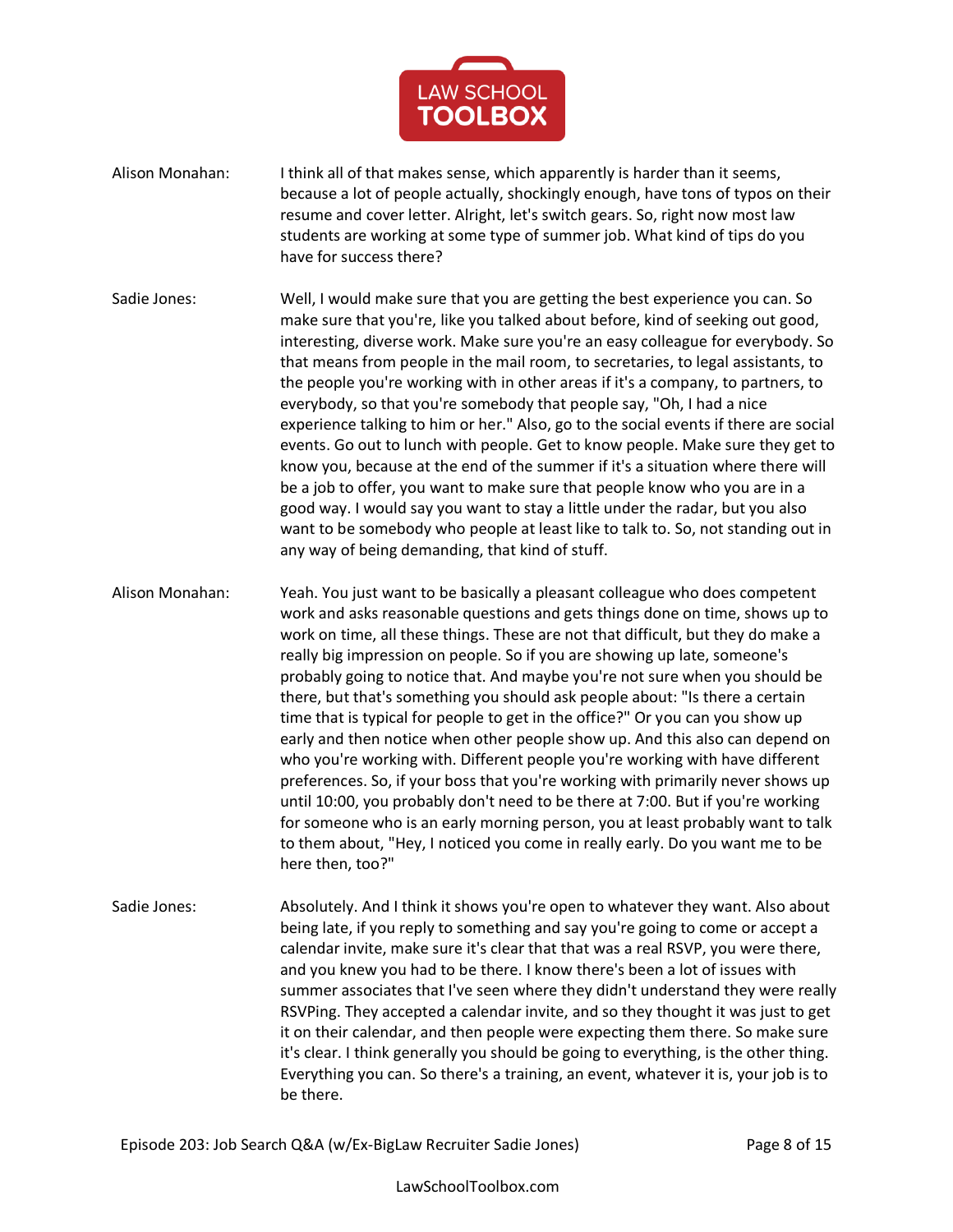**Alison Monahan:** I think all of that makes sense, which apparently is harder than it seems, because a lot of people actually, shockingly enough, have tons of typos on their resume and cover letter. Alright, let's switch gears. So, right now most law students are working at some type of summer job. What kind of tips do you have for success there?

**Sadie Jones:** Well, I would make sure that you are getting the best experience you can. So make sure that you're, like you talked about before, kind of seeking out good, interesting, diverse work. Make sure you're an easy colleague for everybody. So that means from people in the mail room, to secretaries, to legal assistants, to the people you're working with in other areas if it's a company, to partners, to everybody, so that you're somebody that people say, "Oh, I had a nice experience talking to him or her." Also, go to the social events if there are social events. Go out to lunch with people. Get to know people. Make sure they get to know you, because at the end of the summer if it's a situation where there will be a job to offer, you want to make sure that people know who you are in a good way. I would say you want to stay a little under the radar, but you also want to be somebody who people at least like to talk to. So, not standing out in any way of being demanding, that kind of stuff.

**Alison Monahan:** Yeah. You just want to be basically a pleasant colleague who does competent work and asks reasonable questions and gets things done on time, shows up to work on time, all these things. These are not that difficult, but they do make a really big impression on people. So if you are showing up late, someone's probably going to notice that. And maybe you're not sure when you should be there, but that's something you should ask people about: "Is there a certain time that is typical for people to get in the office?" Or you can you show up early and then notice when other people show up. And this also can depend on who you're working with. Different people you're working with have different preferences. So, if your boss that you're working with primarily never shows up until 10:00, you probably don't need to be there at 7:00. But if you're working for someone who is an early morning person, you at least probably want to talk to them about, "Hey, I noticed you come in really early. Do you want me to be here then, too?"

**Sadie Jones:** Absolutely. And I think it shows you're open to whatever they want. Also about being late, if you reply to something and say you're going to come or accept a calendar invite, make sure it's clear that that was a real RSVP, you were there, and you knew you had to be there. I know there's been a lot of issues with summer associates that I've seen where they didn't understand they were really RSVPing. They accepted a calendar invite, and so they thought it was just to get it on their calendar, and then people were expecting them there. So make sure it's clear. I think generally you should be going to everything, is the other thing. Everything you can. So there's a training, an event, whatever it is, your job is to be there.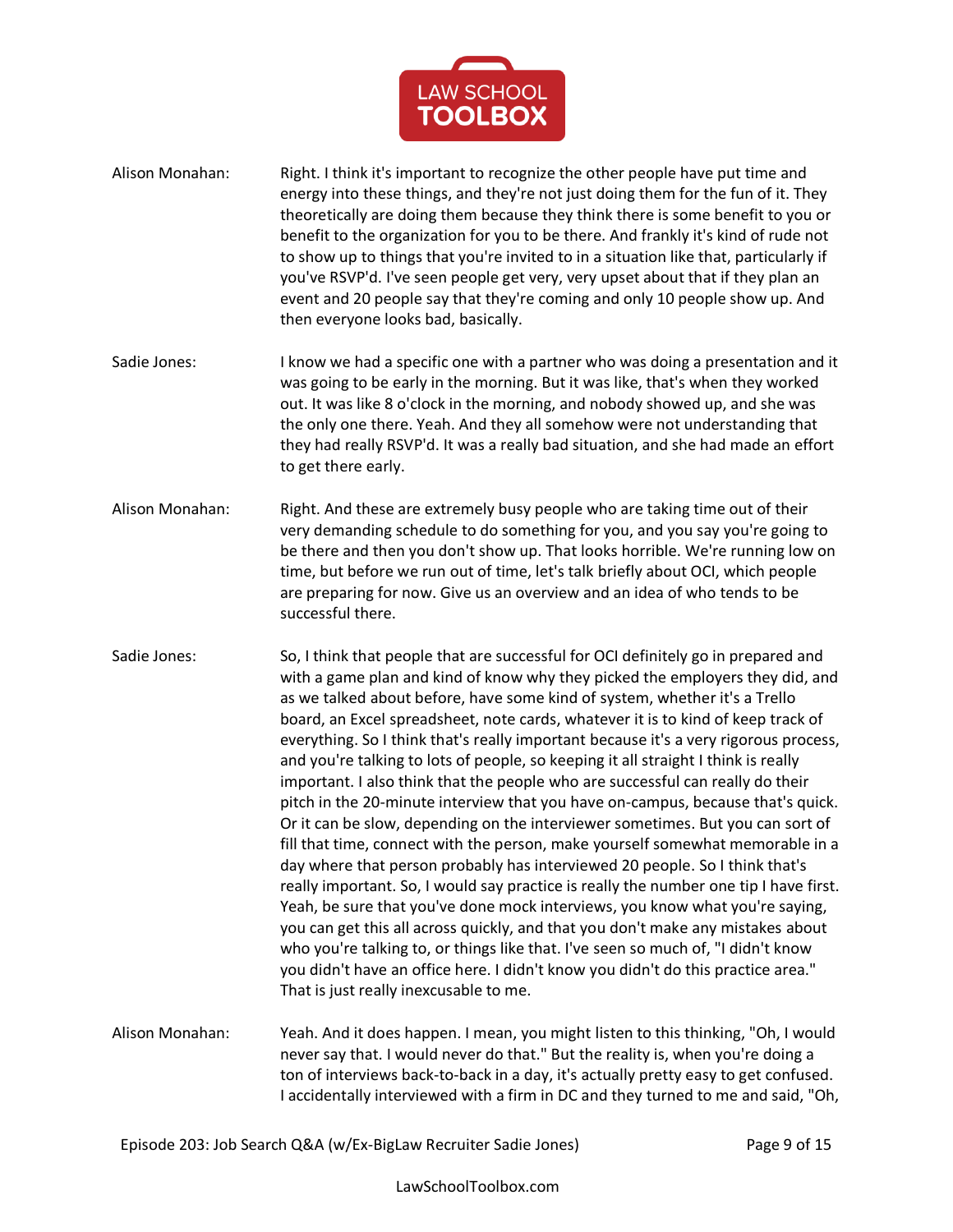**Alison Monahan:** Right. I think it's important to recognize the other people have put time and energy into these things, and they're not just doing them for the fun of it. They theoretically are doing them because they think there is some benefit to you or benefit to the organization for you to be there. And frankly it's kind of rude not to show up to things that you're invited to in a situation like that, particularly if you've RSVP'd. I've seen people get very, very upset about that if they plan an event and 20 people say that they're coming and only 10 people show up. And then everyone looks bad, basically.

**Sadie Jones:** I know we had a specific one with a partner who was doing a presentation and it was going to be early in the morning. But it was like, that's when they worked out. It was like 8 o'clock in the morning, and nobody showed up, and she was the only one there. Yeah. And they all somehow were not understanding that they had really RSVP'd. It was a really bad situation, and she had made an effort to get there early.

**Alison Monahan:** Right. And these are extremely busy people who are taking time out of their very demanding schedule to do something for you, and you say you're going to be there and then you don't show up. That looks horrible. We're running low on time, but before we run out of time, let's talk briefly about OCI, which people are preparing for now. Give us an overview and an idea of who tends to be successful there.

**Sadie Jones:** So, I think that people that are successful for OCI definitely go in prepared and with a game plan and kind of know why they picked the employers they did, and as we talked about before, have some kind of system, whether it's a Trello board, an Excel spreadsheet, note cards, whatever it is to kind of keep track of everything. So I think that's really important because it's a very rigorous process, and you're talking to lots of people, so keeping it all straight I think is really important. I also think that the people who are successful can really do their pitch in the 20-minute interview that you have on-campus, because that's quick. Or it can be slow, depending on the interviewer sometimes. But you can sort of fill that time, connect with the person, make yourself somewhat memorable in a day where that person probably has interviewed 20 people. So I think that's really important. So, I would say practice is really the number one tip I have first. Yeah, be sure that you've done mock interviews, you know what you're saying, you can get this all across quickly, and that you don't make any mistakes about who you're talking to, or things like that. I've seen so much of, "I didn't know you didn't have an office here. I didn't know you didn't do this practice area." That is just really inexcusable to me.

**Alison Monahan:** Yeah. And it does happen. I mean, you might listen to this thinking, "Oh, I would never say that. I would never do that." But the reality is, when you're doing a ton of interviews back-to-back in a day, it's actually pretty easy to get confused. I accidentally interviewed with a firm in DC and they turned to me and said, "Oh,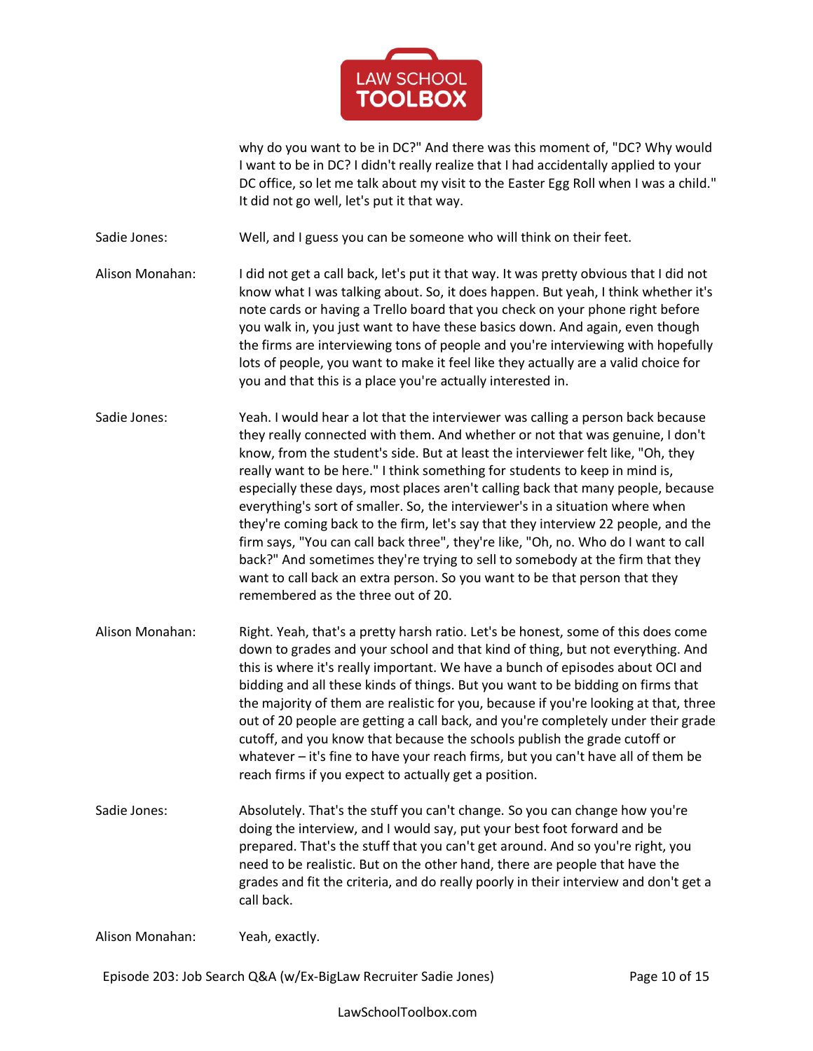why do you want to be in DC?" And there was this moment of, "DC? Why would I want to be in DC? I didn't really realize that I had accidentally applied to your DC office, so let me talk about my visit to the Easter Egg Roll when I was a child." It did not go well, let's put it that way.

**Sadie Jones:** Well, and I guess you can be someone who will think on their feet.

**Alison Monahan:** I did not get a call back, let's put it that way. It was pretty obvious that I did not know what I was talking about. So, it does happen. But yeah, I think whether it's note cards or having a Trello board that you check on your phone right before you walk in, you just want to have these basics down. And again, even though the firms are interviewing tons of people and you're interviewing with hopefully lots of people, you want to make it feel like they actually are a valid choice for you and that this is a place you're actually interested in.

**Sadie Jones:** Yeah. I would hear a lot that the interviewer was calling a person back because they really connected with them. And whether or not that was genuine, I don't know, from the student's side. But at least the interviewer felt like, "Oh, they really want to be here." I think something for students to keep in mind is, especially these days, most places aren't calling back that many people, because everything's sort of smaller. So, the interviewer's in a situation where when they're coming back to the firm, let's say that they interview 22 people, and the firm says, "You can call back three", they're like, "Oh, no. Who do I want to call back?" And sometimes they're trying to sell to somebody at the firm that they want to call back an extra person. So you want to be that person that they remembered as the three out of 20.

**Alison Monahan:** Right. Yeah, that's a pretty harsh ratio. Let's be honest, some of this does come down to grades and your school and that kind of thing, but not everything. And this is where it's really important. We have a bunch of episodes about OCI and bidding and all these kinds of things. But you want to be bidding on firms that the majority of them are realistic for you, because if you're looking at that, three out of 20 people are getting a call back, and you're completely under their grade cutoff, and you know that because the schools publish the grade cutoff or whatever – it's fine to have your reach firms, but you can't have all of them be reach firms if you expect to actually get a position.

**Sadie Jones:** Absolutely. That's the stuff you can't change. So you can change how you're doing the interview, and I would say, put your best foot forward and be prepared. That's the stuff that you can't get around. And so you're right, you need to be realistic. But on the other hand, there are people that have the grades and fit the criteria, and do really poorly in their interview and don't get a call back.

**Alison Monahan:** Yeah, exactly.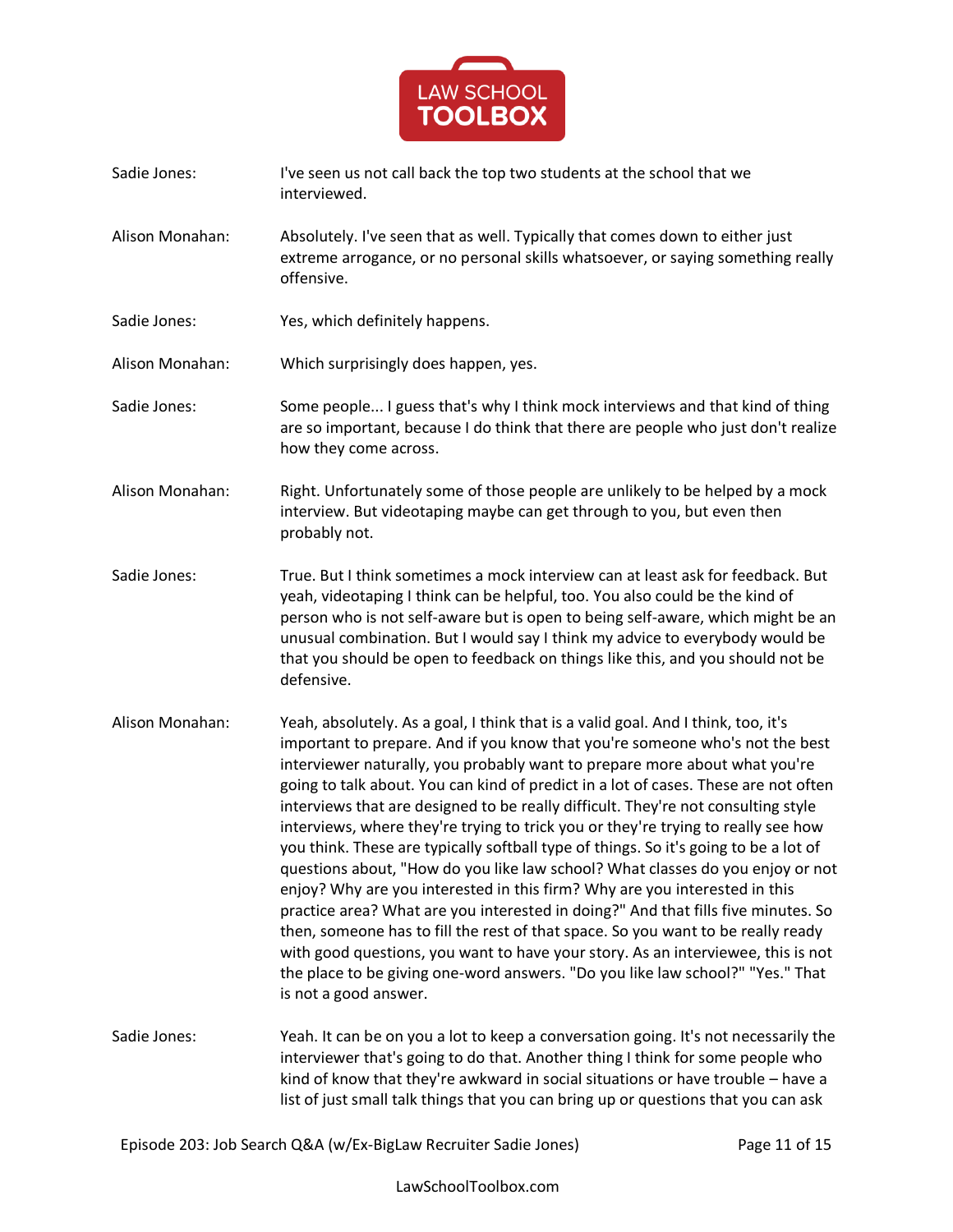Sadie Jones: I've seen us not call back the top two students at the school that we interviewed.

Alison Monahan: Absolutely. I've seen that as well. Typically that comes down to either just extreme arrogance, or no personal skills whatsoever, or saying something really offensive.

Sadie Jones: Yes, which definitely happens.

Alison Monahan: Which surprisingly does happen, yes.

Sadie Jones: Some people... I guess that's why I think mock interviews and that kind of thing are so important, because I do think that there are people who just don't realize how they come across.

Alison Monahan: Right. Unfortunately some of those people are unlikely to be helped by a mock interview. But videotaping maybe can get through to you, but even then probably not.

Sadie Jones: True. But I think sometimes a mock interview can at least ask for feedback. But yeah, videotaping I think can be helpful, too. You also could be the kind of person who is not self-aware but is open to being self-aware, which might be an unusual combination. But I would say I think my advice to everybody would be that you should be open to feedback on things like this, and you should not be defensive.

Alison Monahan: Yeah, absolutely. As a goal, I think that is a valid goal. And I think, too, it's important to prepare. And if you know that you're someone who's not the best interviewer naturally, you probably want to prepare more about what you're going to talk about. You can kind of predict in a lot of cases. These are not often interviews that are designed to be really difficult. They're not consulting style interviews, where they're trying to trick you or they're trying to really see how you think. These are typically softball type of things. So it's going to be a lot of questions about, "How do you like law school? What classes do you enjoy or not enjoy? Why are you interested in this firm? Why are you interested in this practice area? What are you interested in doing?" And that fills five minutes. So then, someone has to fill the rest of that space. So you want to be really ready with good questions, you want to have your story. As an interviewee, this is not the place to be giving one-word answers. "Do you like law school?" "Yes." That is not a good answer.

Sadie Jones: Yeah. It can be on you a lot to keep a conversation going. It's not necessarily the interviewer that's going to do that. Another thing I think for some people who kind of know that they're awkward in social situations or have trouble – have a list of just small talk things that you can bring up or questions that you can ask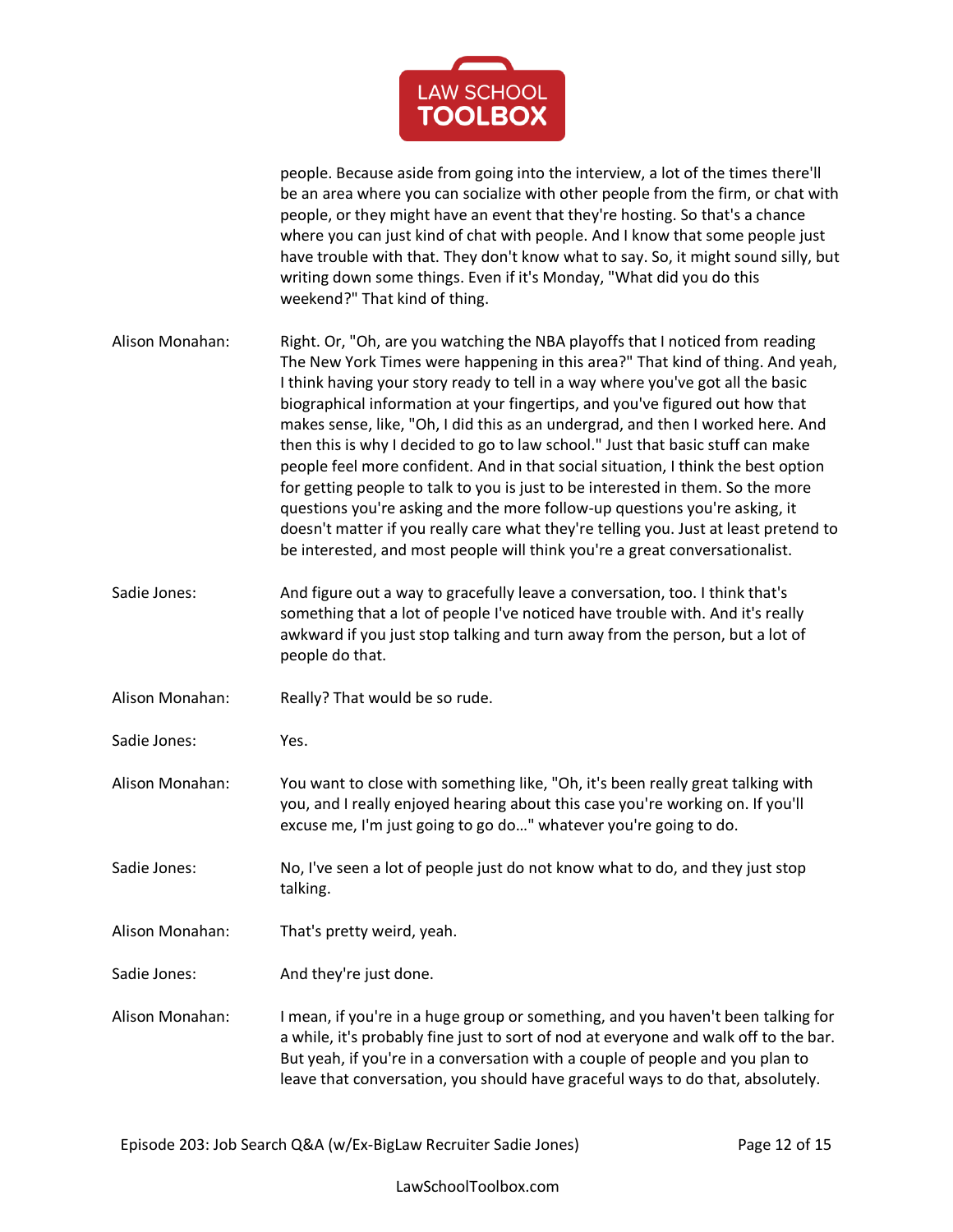people. Because aside from going into the interview, a lot of the times there'll be an area where you can socialize with other people from the firm, or chat with people, or they might have an event that they're hosting. So that's a chance where you can just kind of chat with people. And I know that some people just have trouble with that. They don't know what to say. So, it might sound silly, but writing down some things. Even if it's Monday, "What did you do this weekend?" That kind of thing.

Alison Monahan: Right. Or, "Oh, are you watching the NBA playoffs that I noticed from reading The New York Times were happening in this area?" That kind of thing. And yeah, I think having your story ready to tell in a way where you've got all the basic biographical information at your fingertips, and you've figured out how that makes sense, like, "Oh, I did this as an undergrad, and then I worked here. And then this is why I decided to go to law school." Just that basic stuff can make people feel more confident. And in that social situation, I think the best option for getting people to talk to you is just to be interested in them. So the more questions you're asking and the more follow-up questions you're asking, it doesn't matter if you really care what they're telling you. Just at least pretend to be interested, and most people will think you're a great conversationalist.

Sadie Jones: And figure out a way to gracefully leave a conversation, too. I think that's something that a lot of people I've noticed have trouble with. And it's really awkward if you just stop talking and turn away from the person, but a lot of people do that.

Alison Monahan: Really? That would be so rude.

Sadie Jones: Yes.

Alison Monahan: You want to close with something like, "Oh, it's been really great talking with you, and I really enjoyed hearing about this case you're working on. If you'll excuse me, I'm just going to go do…" whatever you're going to do.

Sadie Jones: No, I've seen a lot of people just do not know what to do, and they just stop talking.

Alison Monahan: That's pretty weird, yeah.

Sadie Jones: And they're just done.

Alison Monahan: I mean, if you're in a huge group or something, and you haven't been talking for a while, it's probably fine just to sort of nod at everyone and walk off to the bar. But yeah, if you're in a conversation with a couple of people and you plan to leave that conversation, you should have graceful ways to do that, absolutely.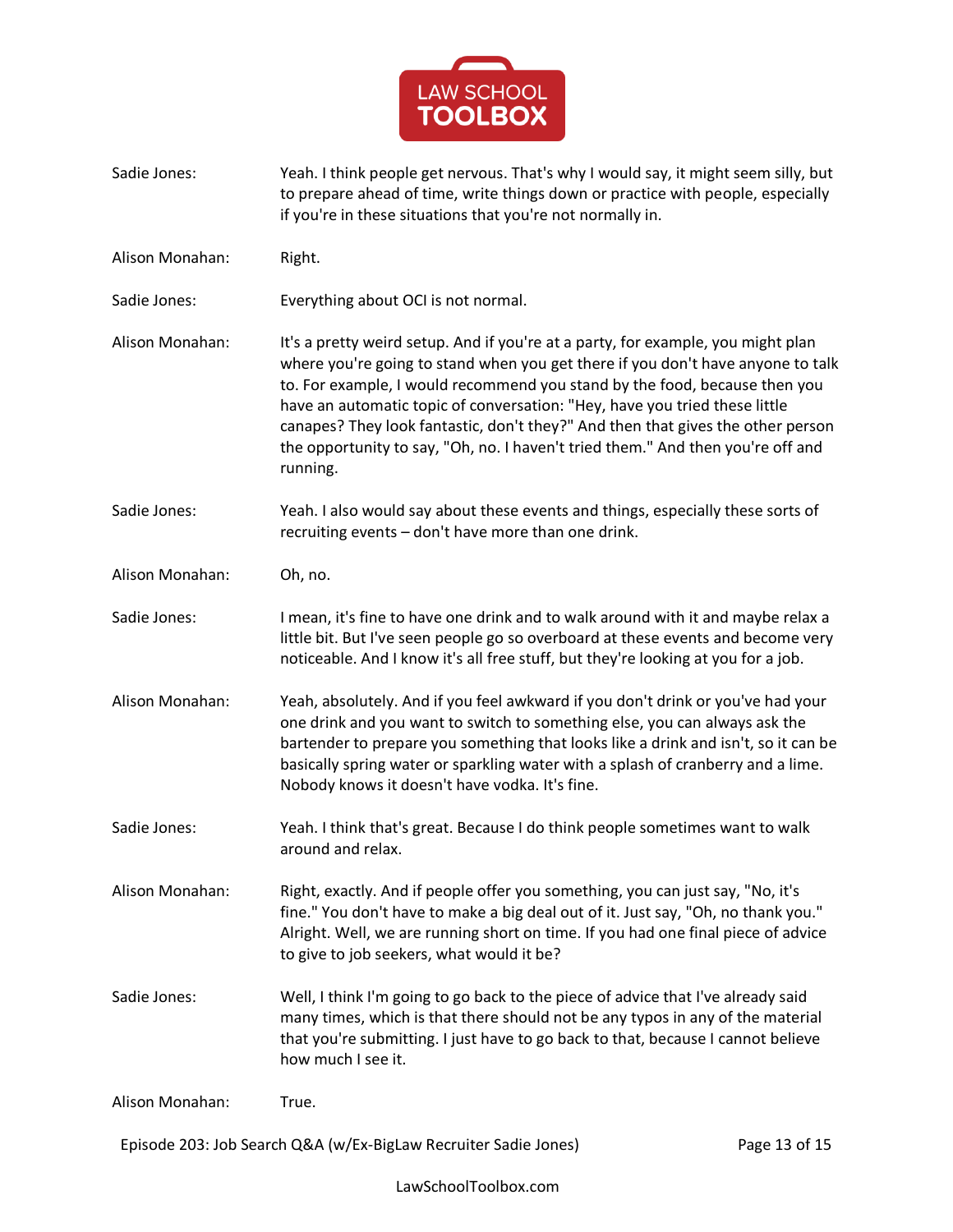Sadie Jones: Yeah. I think people get nervous. That's why I would say, it might seem silly, but to prepare ahead of time, write things down or practice with people, especially if you're in these situations that you're not normally in.

Alison Monahan: Right.

Sadie Jones: Everything about OCI is not normal.

Alison Monahan: It's a pretty weird setup. And if you're at a party, for example, you might plan where you're going to stand when you get there if you don't have anyone to talk to. For example, I would recommend you stand by the food, because then you have an automatic topic of conversation: "Hey, have you tried these little canapes? They look fantastic, don't they?" And then that gives the other person the opportunity to say, "Oh, no. I haven't tried them." And then you're off and running.

Sadie Jones: Yeah. I also would say about these events and things, especially these sorts of recruiting events – don't have more than one drink.

Alison Monahan: Oh, no.

Sadie Jones: I mean, it's fine to have one drink and to walk around with it and maybe relax a little bit. But I've seen people go so overboard at these events and become very noticeable. And I know it's all free stuff, but they're looking at you for a job.

Alison Monahan: Yeah, absolutely. And if you feel awkward if you don't drink or you've had your one drink and you want to switch to something else, you can always ask the bartender to prepare you something that looks like a drink and isn't, so it can be basically spring water or sparkling water with a splash of cranberry and a lime. Nobody knows it doesn't have vodka. It's fine.

Sadie Jones: Yeah. I think that's great. Because I do think people sometimes want to walk around and relax.

Alison Monahan: Right, exactly. And if people offer you something, you can just say, "No, it's fine." You don't have to make a big deal out of it. Just say, "Oh, no thank you." Alright. Well, we are running short on time. If you had one final piece of advice to give to job seekers, what would it be?

Sadie Jones: Well, I think I'm going to go back to the piece of advice that I've already said many times, which is that there should not be any typos in any of the material that you're submitting. I just have to go back to that, because I cannot believe how much I see it.

Alison Monahan: True.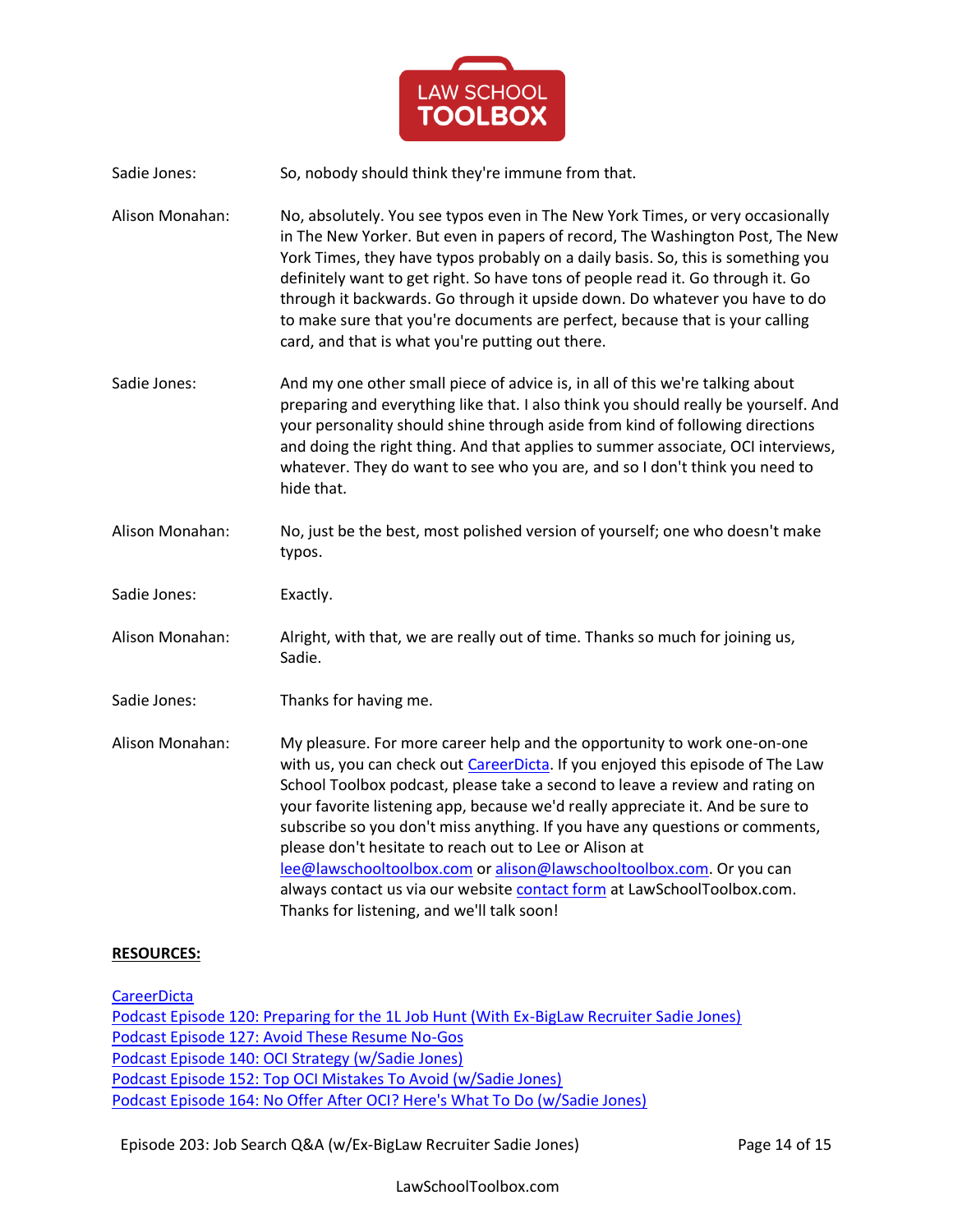Sadie Jones: So, nobody should think they're immune from that.

Alison Monahan: No, absolutely. You see typos even in The New York Times, or very occasionally in The New Yorker. But even in papers of record, The Washington Post, The New York Times, they have typos probably on a daily basis. So, this is something you definitely want to get right. So have tons of people read it. Go through it. Go through it backwards. Go through it upside down. Do whatever you have to do to make sure that you're documents are perfect, because that is your calling card, and that is what you're putting out there.

Sadie Jones: And my one other small piece of advice is, in all of this we're talking about preparing and everything like that. I also think you should really be yourself. And your personality should shine through aside from kind of following directions and doing the right thing. And that applies to summer associate, OCI interviews, whatever. They do want to see who you are, and so I don't think you need to hide that.

Alison Monahan: No, just be the best, most polished version of yourself; one who doesn't make typos.

Sadie Jones: Exactly.

Alison Monahan: Alright, with that, we are really out of time. Thanks so much for joining us, Sadie.

Sadie Jones: Thanks for having me.

Alison Monahan: My pleasure. For more career help and the opportunity to work one-on-one with us, you can check out CareerDicta. If you enjoyed this episode of The Law School Toolbox podcast, please take a second to leave a review and rating on your favorite listening app, because we'd really appreciate it. And be sure to subscribe so you don't miss anything. If you have any questions or comments, please don't hesitate to reach out to Lee or Alison at lee@lawschooltoolbox.com or alison@lawschooltoolbox.com. Or you can always contact us via our website contact form at LawSchoolToolbox.com. Thanks for listening, and we'll talk soon!

**RESOURCES:**

CareerDicta
Podcast Episode 120: Preparing for the 1L Job Hunt (With Ex-BigLaw Recruiter Sadie Jones)
Podcast Episode 127: Avoid These Resume No-Gos
Podcast Episode 140: OCI Strategy (w/Sadie Jones)
Podcast Episode 152: Top OCI Mistakes To Avoid (w/Sadie Jones)
Podcast Episode 164: No Offer After OCI? Here's What To Do (w/Sadie Jones)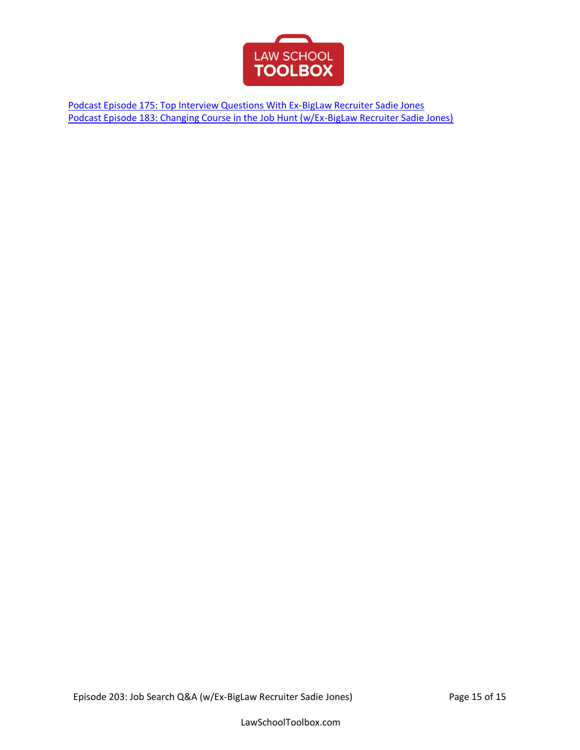Podcast Episode 175: Top Interview Questions With Ex-BigLaw Recruiter Sadie Jones
Podcast Episode 183: Changing Course in the Job Hunt (w/Ex-BigLaw Recruiter Sadie Jones)